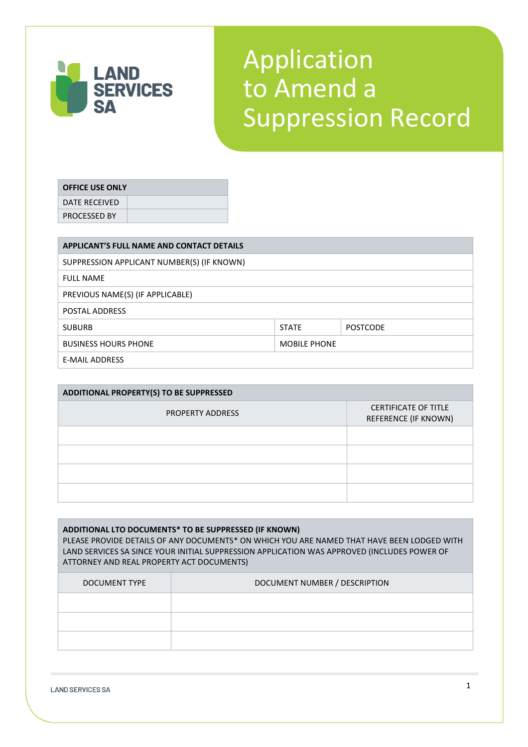LAND SERVICES SA

# Application to Amend a Suppression Record

| OFFICE USE ONLY | |
|---|---|
| DATE RECEIVED | |
| PROCESSED BY | |

| APPLICANT'S FULL NAME AND CONTACT DETAILS | | |
|---|---|---|
| SUPPRESSION APPLICANT NUMBER(S) (IF KNOWN) | | |
| FULL NAME | | |
| PREVIOUS NAME(S) (IF APPLICABLE) | | |
| POSTAL ADDRESS | | |
| SUBURB | STATE | POSTCODE |
| BUSINESS HOURS PHONE | MOBILE PHONE | |
| E-MAIL ADDRESS | | |

| ADDITIONAL PROPERTY(S) TO BE SUPPRESSED | |
|---|---|
| PROPERTY ADDRESS | CERTIFICATE OF TITLE REFERENCE (IF KNOWN) |
| | |
| | |
| | |
| | |

**ADDITIONAL LTO DOCUMENTS* TO BE SUPPRESSED (IF KNOWN)**
PLEASE PROVIDE DETAILS OF ANY DOCUMENTS* ON WHICH YOU ARE NAMED THAT HAVE BEEN LODGED WITH LAND SERVICES SA SINCE YOUR INITIAL SUPPRESSION APPLICATION WAS APPROVED (INCLUDES POWER OF ATTORNEY AND REAL PROPERTY ACT DOCUMENTS)

| DOCUMENT TYPE | DOCUMENT NUMBER / DESCRIPTION |
|---|---|
| | |
| | |
| | |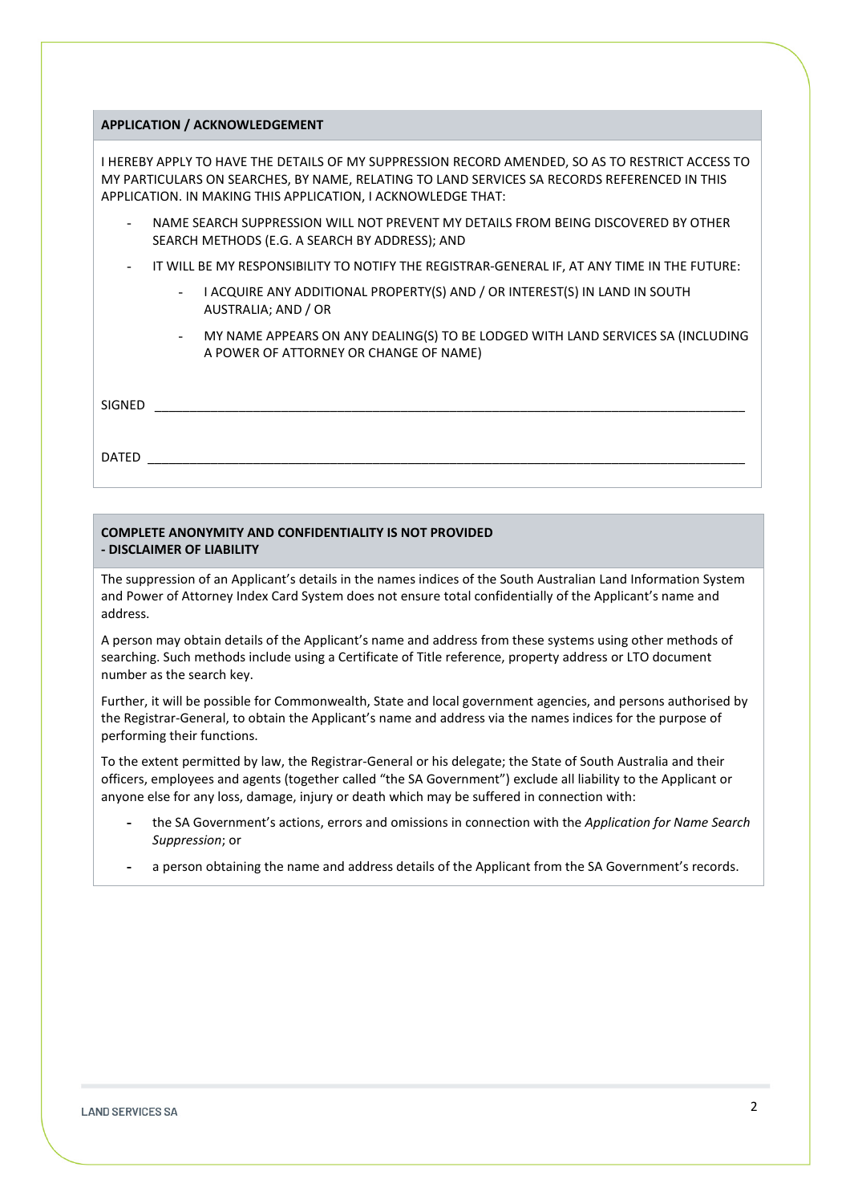## APPLICATION / ACKNOWLEDGEMENT

I HEREBY APPLY TO HAVE THE DETAILS OF MY SUPPRESSION RECORD AMENDED, SO AS TO RESTRICT ACCESS TO MY PARTICULARS ON SEARCHES, BY NAME, RELATING TO LAND SERVICES SA RECORDS REFERENCED IN THIS APPLICATION. IN MAKING THIS APPLICATION, I ACKNOWLEDGE THAT:

- NAME SEARCH SUPPRESSION WILL NOT PREVENT MY DETAILS FROM BEING DISCOVERED BY OTHER SEARCH METHODS (E.G. A SEARCH BY ADDRESS); AND
- IT WILL BE MY RESPONSIBILITY TO NOTIFY THE REGISTRAR-GENERAL IF, AT ANY TIME IN THE FUTURE:
  - I ACQUIRE ANY ADDITIONAL PROPERTY(S) AND / OR INTEREST(S) IN LAND IN SOUTH AUSTRALIA; AND / OR
  - MY NAME APPEARS ON ANY DEALING(S) TO BE LODGED WITH LAND SERVICES SA (INCLUDING A POWER OF ATTORNEY OR CHANGE OF NAME)

SIGNED \_\_\_\_\_\_\_\_\_\_\_\_\_\_\_\_\_\_\_\_\_\_\_\_\_\_\_\_\_\_\_\_\_\_\_\_\_\_\_\_\_\_\_\_\_\_\_\_

DATED \_\_\_\_\_\_\_\_\_\_\_\_\_\_\_\_\_\_\_\_\_\_\_\_\_\_\_\_\_\_\_\_\_\_\_\_\_\_\_\_\_\_\_\_\_\_\_\_

## COMPLETE ANONYMITY AND CONFIDENTIALITY IS NOT PROVIDED - DISCLAIMER OF LIABILITY

The suppression of an Applicant's details in the names indices of the South Australian Land Information System and Power of Attorney Index Card System does not ensure total confidentially of the Applicant's name and address.

A person may obtain details of the Applicant's name and address from these systems using other methods of searching. Such methods include using a Certificate of Title reference, property address or LTO document number as the search key.

Further, it will be possible for Commonwealth, State and local government agencies, and persons authorised by the Registrar-General, to obtain the Applicant's name and address via the names indices for the purpose of performing their functions.

To the extent permitted by law, the Registrar-General or his delegate; the State of South Australia and their officers, employees and agents (together called "the SA Government") exclude all liability to the Applicant or anyone else for any loss, damage, injury or death which may be suffered in connection with:

- the SA Government's actions, errors and omissions in connection with the *Application for Name Search Suppression*; or
- a person obtaining the name and address details of the Applicant from the SA Government's records.